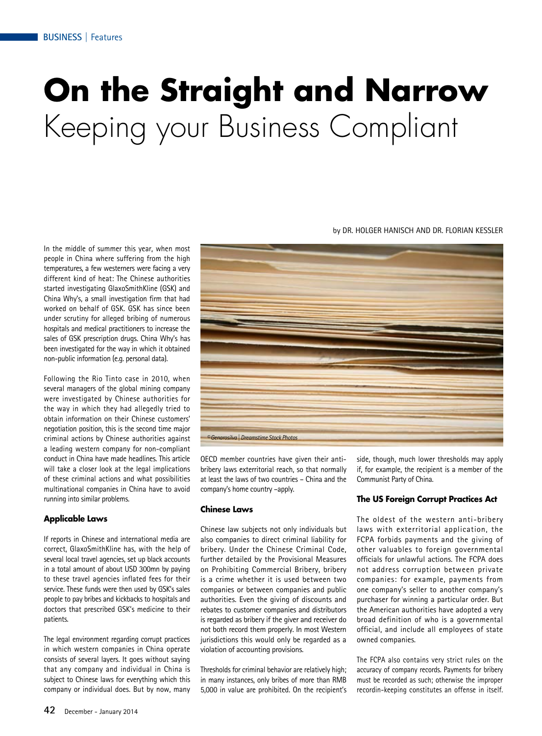# On the Straight and Narrow

## Keeping your Business Compliant

by DR. HOLGER HANISCH AND DR. FLORIAN KESSLER

In the middle of summer this year, when most people in China where suffering from the high temperatures, a few westerners were facing a very different kind of heat: The Chinese authorities started investigating GlaxoSmithKline (GSK) and China Why's, a small investigation firm that had worked on behalf of GSK. GSK has since been under scrutiny for alleged bribing of numerous hospitals and medical practitioners to increase the sales of GSK prescription drugs. China Why's has been investigated for the way in which it obtained non-public information (e.g. personal data).

Following the Rio Tinto case in 2010, when several managers of the global mining company were investigated by Chinese authorities for the way in which they had allegedly tried to obtain information on their Chinese customers' negotiation position, this is the second time major criminal actions by Chinese authorities against a leading western company for non-compliant conduct in China have made headlines. This article will take a closer look at the legal implications of these criminal actions and what possibilities multinational companies in China have to avoid running into similar problems.

© Genarosilva | Dreamstime Stock Photos

### Applicable Laws

If reports in Chinese and international media are correct, GlaxoSmithKline has, with the help of several local travel agencies, set up black accounts in a total amount of about USD 300mn by paying to these travel agencies inflated fees for their service. These funds were then used by GSK's sales people to pay bribes and kickbacks to hospitals and doctors that prescribed GSK's medicine to their patients.

The legal environment regarding corrupt practices in which western companies in China operate consists of several layers. It goes without saying that any company and individual in China is subject to Chinese laws for everything which this company or individual does. But by now, many OECD member countries have given their anti-bribery laws exterritorial reach, so that normally at least the laws of two countries – China and the company's home country –apply.

### Chinese Laws

Chinese law subjects not only individuals but also companies to direct criminal liability for bribery. Under the Chinese Criminal Code, further detailed by the Provisional Measures on Prohibiting Commercial Bribery, bribery is a crime whether it is used between two companies or between companies and public authorities. Even the giving of discounts and rebates to customer companies and distributors is regarded as bribery if the giver and receiver do not both record them properly. In most Western jurisdictions this would only be regarded as a violation of accounting provisions.

Thresholds for criminal behavior are relatively high; in many instances, only bribes of more than RMB 5,000 in value are prohibited. On the recipient's side, though, much lower thresholds may apply if, for example, the recipient is a member of the Communist Party of China.

### The US Foreign Corrupt Practices Act

The oldest of the western anti-bribery laws with exterritorial application, the FCPA forbids payments and the giving of other valuables to foreign governmental officials for unlawful actions. The FCPA does not address corruption between private companies: for example, payments from one company's seller to another company's purchaser for winning a particular order. But the American authorities have adopted a very broad definition of who is a governmental official, and include all employees of state owned companies.

The FCPA also contains very strict rules on the accuracy of company records. Payments for bribery must be recorded as such; otherwise the improper recordin-keeping constitutes an offense in itself.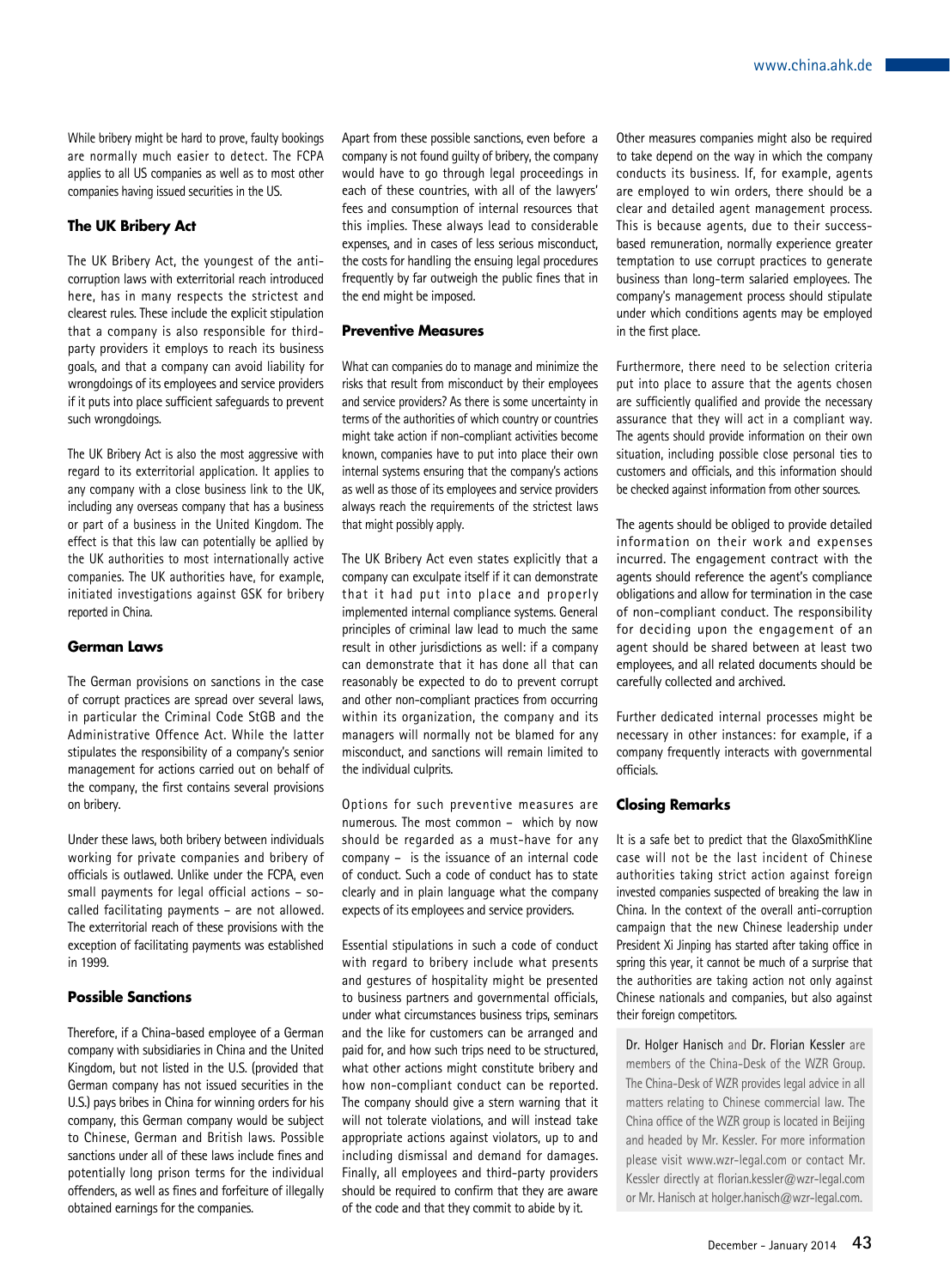While bribery might be hard to prove, faulty bookings are normally much easier to detect. The FCPA applies to all US companies as well as to most other companies having issued securities in the US.

### The UK Bribery Act

The UK Bribery Act, the youngest of the anti-corruption laws with exterritorial reach introduced here, has in many respects the strictest and clearest rules. These include the explicit stipulation that a company is also responsible for third-party providers it employs to reach its business goals, and that a company can avoid liability for wrongdoings of its employees and service providers if it puts into place sufficient safeguards to prevent such wrongdoings.

The UK Bribery Act is also the most aggressive with regard to its exterritorial application. It applies to any company with a close business link to the UK, including any overseas company that has a business or part of a business in the United Kingdom. The effect is that this law can potentially be apllied by the UK authorities to most internationally active companies. The UK authorities have, for example, initiated investigations against GSK for bribery reported in China.

### German Laws

The German provisions on sanctions in the case of corrupt practices are spread over several laws, in particular the Criminal Code StGB and the Administrative Offence Act. While the latter stipulates the responsibility of a company's senior management for actions carried out on behalf of the company, the first contains several provisions on bribery.

Under these laws, both bribery between individuals working for private companies and bribery of officials is outlawed. Unlike under the FCPA, even small payments for legal official actions – so-called facilitating payments – are not allowed. The exterritorial reach of these provisions with the exception of facilitating payments was established in 1999.

### Possible Sanctions

Therefore, if a China-based employee of a German company with subsidiaries in China and the United Kingdom, but not listed in the U.S. (provided that German company has not issued securities in the U.S.) pays bribes in China for winning orders for his company, this German company would be subject to Chinese, German and British laws. Possible sanctions under all of these laws include fines and potentially long prison terms for the individual offenders, as well as fines and forfeiture of illegally obtained earnings for the companies.

Apart from these possible sanctions, even before a company is not found guilty of bribery, the company would have to go through legal proceedings in each of these countries, with all of the lawyers' fees and consumption of internal resources that this implies. These always lead to considerable expenses, and in cases of less serious misconduct, the costs for handling the ensuing legal procedures frequently by far outweigh the public fines that in the end might be imposed.

### Preventive Measures

What can companies do to manage and minimize the risks that result from misconduct by their employees and service providers? As there is some uncertainty in terms of the authorities of which country or countries might take action if non-compliant activities become known, companies have to put into place their own internal systems ensuring that the company's actions as well as those of its employees and service providers always reach the requirements of the strictest laws that might possibly apply.

The UK Bribery Act even states explicitly that a company can exculpate itself if it can demonstrate that it had put into place and properly implemented internal compliance systems. General principles of criminal law lead to much the same result in other jurisdictions as well: if a company can demonstrate that it has done all that can reasonably be expected to do to prevent corrupt and other non-compliant practices from occurring within its organization, the company and its managers will normally not be blamed for any misconduct, and sanctions will remain limited to the individual culprits.

Options for such preventive measures are numerous. The most common – which by now should be regarded as a must-have for any company – is the issuance of an internal code of conduct. Such a code of conduct has to state clearly and in plain language what the company expects of its employees and service providers.

Essential stipulations in such a code of conduct with regard to bribery include what presents and gestures of hospitality might be presented to business partners and governmental officials, under what circumstances business trips, seminars and the like for customers can be arranged and paid for, and how such trips need to be structured, what other actions might constitute bribery and how non-compliant conduct can be reported. The company should give a stern warning that it will not tolerate violations, and will instead take appropriate actions against violators, up to and including dismissal and demand for damages. Finally, all employees and third-party providers should be required to confirm that they are aware of the code and that they commit to abide by it.

Other measures companies might also be required to take depend on the way in which the company conducts its business. If, for example, agents are employed to win orders, there should be a clear and detailed agent management process. This is because agents, due to their success-based remuneration, normally experience greater temptation to use corrupt practices to generate business than long-term salaried employees. The company's management process should stipulate under which conditions agents may be employed in the first place.

Furthermore, there need to be selection criteria put into place to assure that the agents chosen are sufficiently qualified and provide the necessary assurance that they will act in a compliant way. The agents should provide information on their own situation, including possible close personal ties to customers and officials, and this information should be checked against information from other sources.

The agents should be obliged to provide detailed information on their work and expenses incurred. The engagement contract with the agents should reference the agent's compliance obligations and allow for termination in the case of non-compliant conduct. The responsibility for deciding upon the engagement of an agent should be shared between at least two employees, and all related documents should be carefully collected and archived.

Further dedicated internal processes might be necessary in other instances: for example, if a company frequently interacts with governmental officials.

### Closing Remarks

It is a safe bet to predict that the GlaxoSmithKline case will not be the last incident of Chinese authorities taking strict action against foreign invested companies suspected of breaking the law in China. In the context of the overall anti-corruption campaign that the new Chinese leadership under President Xi Jinping has started after taking office in spring this year, it cannot be much of a surprise that the authorities are taking action not only against Chinese nationals and companies, but also against their foreign competitors.

Dr. Holger Hanisch and Dr. Florian Kessler are members of the China-Desk of the WZR Group. The China-Desk of WZR provides legal advice in all matters relating to Chinese commercial law. The China office of the WZR group is located in Beijing and headed by Mr. Kessler. For more information please visit www.wzr-legal.com or contact Mr. Kessler directly at florian.kessler@wzr-legal.com or Mr. Hanisch at holger.hanisch@wzr-legal.com.